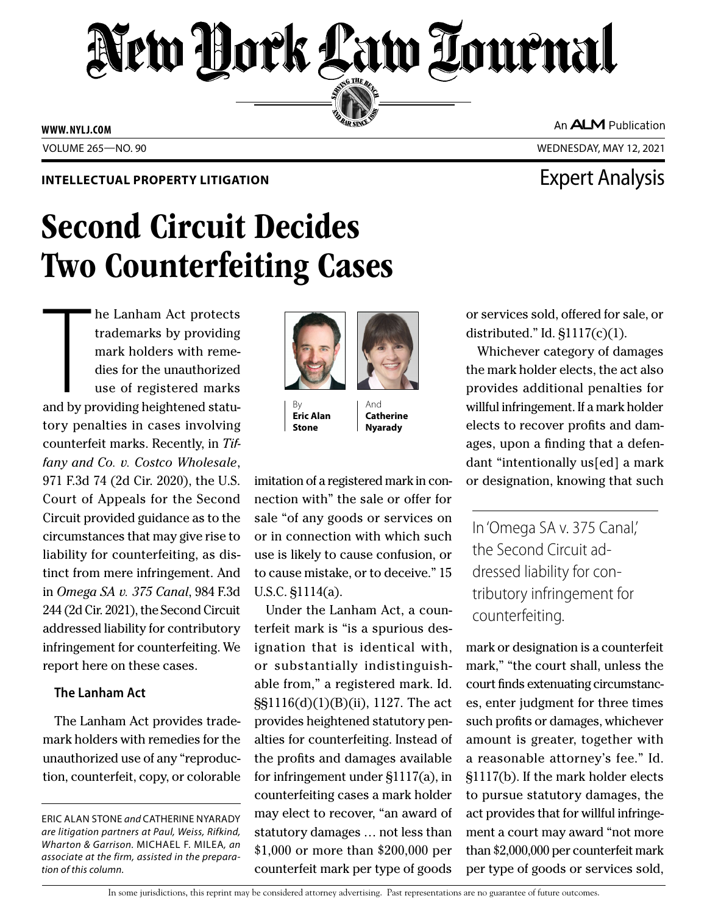INTELLECTUAL PROPERTY LITIGATION

Expert Analysis

# Second Circuit Decides Two Counterfeiting Cases

By **Eric Alan Stone** And **Catherine Nyarady**

The Lanham Act protects trademarks by providing mark holders with remedies for the unauthorized use of registered marks and by providing heightened statutory penalties in cases involving counterfeit marks. Recently, in *Tiffany and Co. v. Costco Wholesale*, 971 F.3d 74 (2d Cir. 2020), the U.S. Court of Appeals for the Second Circuit provided guidance as to the circumstances that may give rise to liability for counterfeiting, as distinct from mere infringement. And in *Omega SA v. 375 Canal*, 984 F.3d 244 (2d Cir. 2021), the Second Circuit addressed liability for contributory infringement for counterfeiting. We report here on these cases.

## The Lanham Act

The Lanham Act provides trademark holders with remedies for the unauthorized use of any "reproduction, counterfeit, copy, or colorable imitation of a registered mark in connection with" the sale or offer for sale "of any goods or services on or in connection with which such use is likely to cause confusion, or to cause mistake, or to deceive." 15 U.S.C. §1114(a).

Under the Lanham Act, a counterfeit mark is "is a spurious designation that is identical with, or substantially indistinguishable from," a registered mark. Id. §§1116(d)(1)(B)(ii), 1127. The act provides heightened statutory penalties for counterfeiting. Instead of the profits and damages available for infringement under §1117(a), in counterfeiting cases a mark holder may elect to recover, "an award of statutory damages … not less than $1,000 or more than $200,000 per counterfeit mark per type of goods or services sold, offered for sale, or distributed." Id. §1117(c)(1).

Whichever category of damages the mark holder elects, the act also provides additional penalties for willful infringement. If a mark holder elects to recover profits and damages, upon a finding that a defendant "intentionally us[ed] a mark or designation, knowing that such mark or designation is a counterfeit mark," "the court shall, unless the court finds extenuating circumstances, enter judgment for three times such profits or damages, whichever amount is greater, together with a reasonable attorney's fee." Id. §1117(b). If the mark holder elects to pursue statutory damages, the act provides that for willful infringement a court may award "not more than $2,000,000 per counterfeit mark per type of goods or services sold,

> In 'Omega SA v. 375 Canal,' the Second Circuit addressed liability for contributory infringement for counterfeiting.

ERIC ALAN STONE *and* CATHERINE NYARADY *are litigation partners at Paul, Weiss, Rifkind, Wharton & Garrison.* MICHAEL F. MILEA*, an associate at the firm, assisted in the preparation of this column.*

In some jurisdictions, this reprint may be considered attorney advertising. Past representations are no guarantee of future outcomes.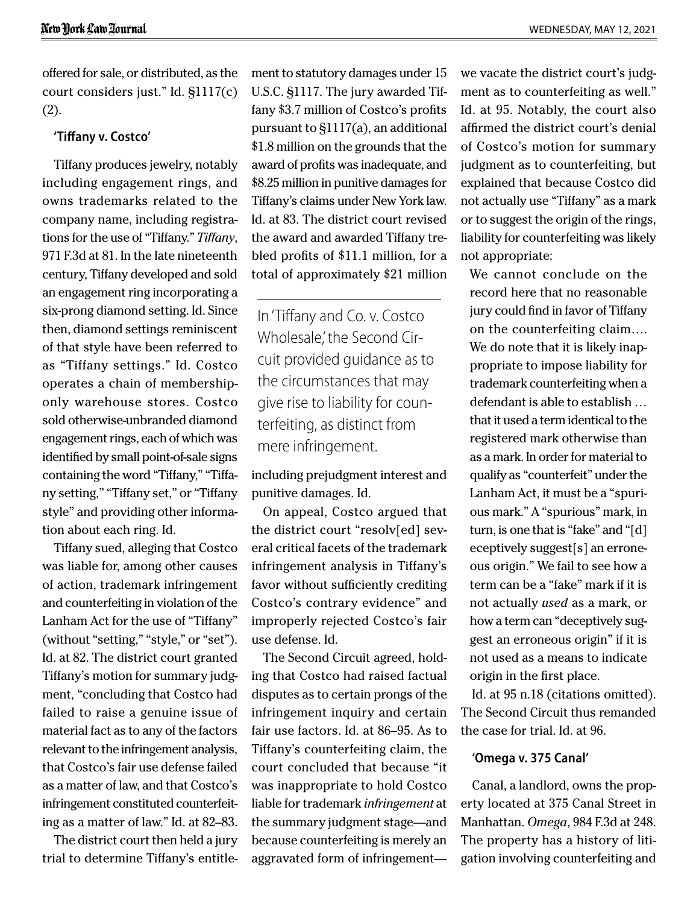offered for sale, or distributed, as the court considers just." Id. §1117(c)(2).

### 'Tiffany v. Costco'

Tiffany produces jewelry, notably including engagement rings, and owns trademarks related to the company name, including registrations for the use of "Tiffany." *Tiffany*, 971 F.3d at 81. In the late nineteenth century, Tiffany developed and sold an engagement ring incorporating a six-prong diamond setting. Id. Since then, diamond settings reminiscent of that style have been referred to as "Tiffany settings." Id. Costco operates a chain of membership-only warehouse stores. Costco sold otherwise-unbranded diamond engagement rings, each of which was identified by small point-of-sale signs containing the word "Tiffany," "Tiffany setting," "Tiffany set," or "Tiffany style" and providing other information about each ring. Id.

Tiffany sued, alleging that Costco was liable for, among other causes of action, trademark infringement and counterfeiting in violation of the Lanham Act for the use of "Tiffany" (without "setting," "style," or "set"). Id. at 82. The district court granted Tiffany's motion for summary judgment, "concluding that Costco had failed to raise a genuine issue of material fact as to any of the factors relevant to the infringement analysis, that Costco's fair use defense failed as a matter of law, and that Costco's infringement constituted counterfeiting as a matter of law." Id. at 82–83.

The district court then held a jury trial to determine Tiffany's entitlement to statutory damages under 15 U.S.C. §1117. The jury awarded Tiffany $3.7 million of Costco's profits pursuant to §1117(a), an additional $1.8 million on the grounds that the award of profits was inadequate, and $8.25 million in punitive damages for Tiffany's claims under New York law. Id. at 83. The district court revised the award and awarded Tiffany trebled profits of $11.1 million, for a total of approximately $21 million including prejudgment interest and punitive damages. Id.

> In 'Tiffany and Co. v. Costco Wholesale,' the Second Circuit provided guidance as to the circumstances that may give rise to liability for counterfeiting, as distinct from mere infringement.

On appeal, Costco argued that the district court "resolv[ed] several critical facets of the trademark infringement analysis in Tiffany's favor without sufficiently crediting Costco's contrary evidence" and improperly rejected Costco's fair use defense. Id.

The Second Circuit agreed, holding that Costco had raised factual disputes as to certain prongs of the infringement inquiry and certain fair use factors. Id. at 86–95. As to Tiffany's counterfeiting claim, the court concluded that because "it was inappropriate to hold Costco liable for trademark *infringement* at the summary judgment stage—and because counterfeiting is merely an aggravated form of infringement—we vacate the district court's judgment as to counterfeiting as well." Id. at 95. Notably, the court also affirmed the district court's denial of Costco's motion for summary judgment as to counterfeiting, but explained that because Costco did not actually use "Tiffany" as a mark or to suggest the origin of the rings, liability for counterfeiting was likely not appropriate:

> We cannot conclude on the record here that no reasonable jury could find in favor of Tiffany on the counterfeiting claim…. We do note that it is likely inappropriate to impose liability for trademark counterfeiting when a defendant is able to establish … that it used a term identical to the registered mark otherwise than as a mark. In order for material to qualify as "counterfeit" under the Lanham Act, it must be a "spurious mark." A "spurious" mark, in turn, is one that is "fake" and "[d]eceptively suggest[s] an erroneous origin." We fail to see how a term can be a "fake" mark if it is not actually *used* as a mark, or how a term can "deceptively suggest an erroneous origin" if it is not used as a means to indicate origin in the first place.

Id. at 95 n.18 (citations omitted). The Second Circuit thus remanded the case for trial. Id. at 96.

### 'Omega v. 375 Canal'

Canal, a landlord, owns the property located at 375 Canal Street in Manhattan. *Omega*, 984 F.3d at 248. The property has a history of litigation involving counterfeiting and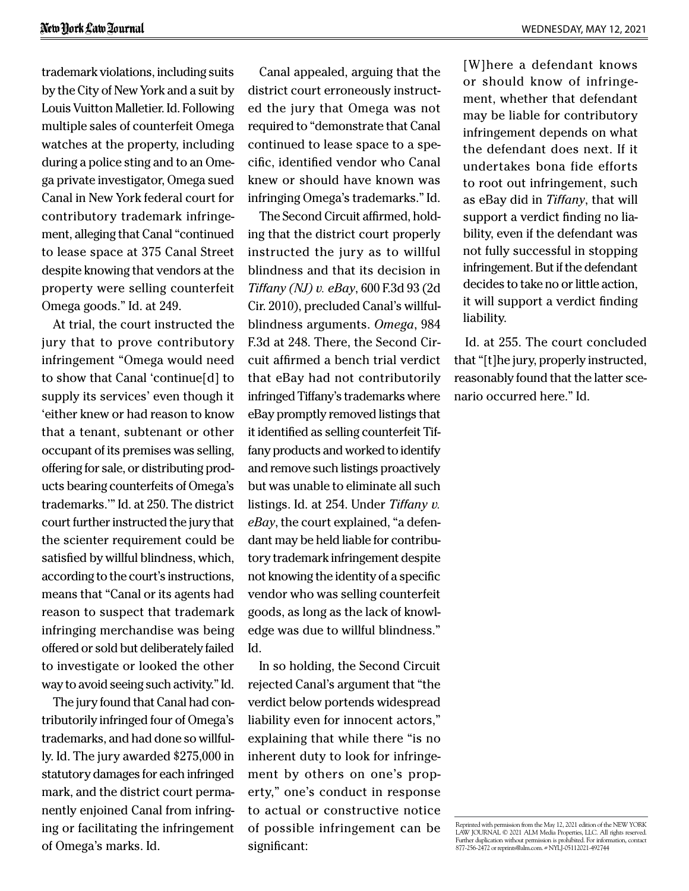trademark violations, including suits by the City of New York and a suit by Louis Vuitton Malletier. Id. Following multiple sales of counterfeit Omega watches at the property, including during a police sting and to an Omega private investigator, Omega sued Canal in New York federal court for contributory trademark infringement, alleging that Canal "continued to lease space at 375 Canal Street despite knowing that vendors at the property were selling counterfeit Omega goods." Id. at 249.

At trial, the court instructed the jury that to prove contributory infringement "Omega would need to show that Canal 'continue[d] to supply its services' even though it 'either knew or had reason to know that a tenant, subtenant or other occupant of its premises was selling, offering for sale, or distributing products bearing counterfeits of Omega's trademarks.'" Id. at 250. The district court further instructed the jury that the scienter requirement could be satisfied by willful blindness, which, according to the court's instructions, means that "Canal or its agents had reason to suspect that trademark infringing merchandise was being offered or sold but deliberately failed to investigate or looked the other way to avoid seeing such activity." Id.

The jury found that Canal had contributorily infringed four of Omega's trademarks, and had done so willfully. Id. The jury awarded $275,000 in statutory damages for each infringed mark, and the district court permanently enjoined Canal from infringing or facilitating the infringement of Omega's marks. Id.

Canal appealed, arguing that the district court erroneously instructed the jury that Omega was not required to "demonstrate that Canal continued to lease space to a specific, identified vendor who Canal knew or should have known was infringing Omega's trademarks." Id.

The Second Circuit affirmed, holding that the district court properly instructed the jury as to willful blindness and that its decision in *Tiffany (NJ) v. eBay*, 600 F.3d 93 (2d Cir. 2010), precluded Canal's willful-blindness arguments. *Omega*, 984 F.3d at 248. There, the Second Circuit affirmed a bench trial verdict that eBay had not contributorily infringed Tiffany's trademarks where eBay promptly removed listings that it identified as selling counterfeit Tiffany products and worked to identify and remove such listings proactively but was unable to eliminate all such listings. Id. at 254. Under *Tiffany v. eBay*, the court explained, "a defendant may be held liable for contributory trademark infringement despite not knowing the identity of a specific vendor who was selling counterfeit goods, as long as the lack of knowledge was due to willful blindness." Id.

In so holding, the Second Circuit rejected Canal's argument that "the verdict below portends widespread liability even for innocent actors," explaining that while there "is no inherent duty to look for infringement by others on one's property," one's conduct in response to actual or constructive notice of possible infringement can be significant:

> [W]here a defendant knows or should know of infringement, whether that defendant may be liable for contributory infringement depends on what the defendant does next. If it undertakes bona fide efforts to root out infringement, such as eBay did in *Tiffany*, that will support a verdict finding no liability, even if the defendant was not fully successful in stopping infringement. But if the defendant decides to take no or little action, it will support a verdict finding liability.

Id. at 255. The court concluded that "[t]he jury, properly instructed, reasonably found that the latter scenario occurred here." Id.

Reprinted with permission from the May 12, 2021 edition of the NEW YORK LAW JOURNAL © 2021 ALM Media Properties, LLC. All rights reserved. Further duplication without permission is prohibited. For information, contact 877-256-2472 or reprints@alm.com. # NYLJ-05112021-492744